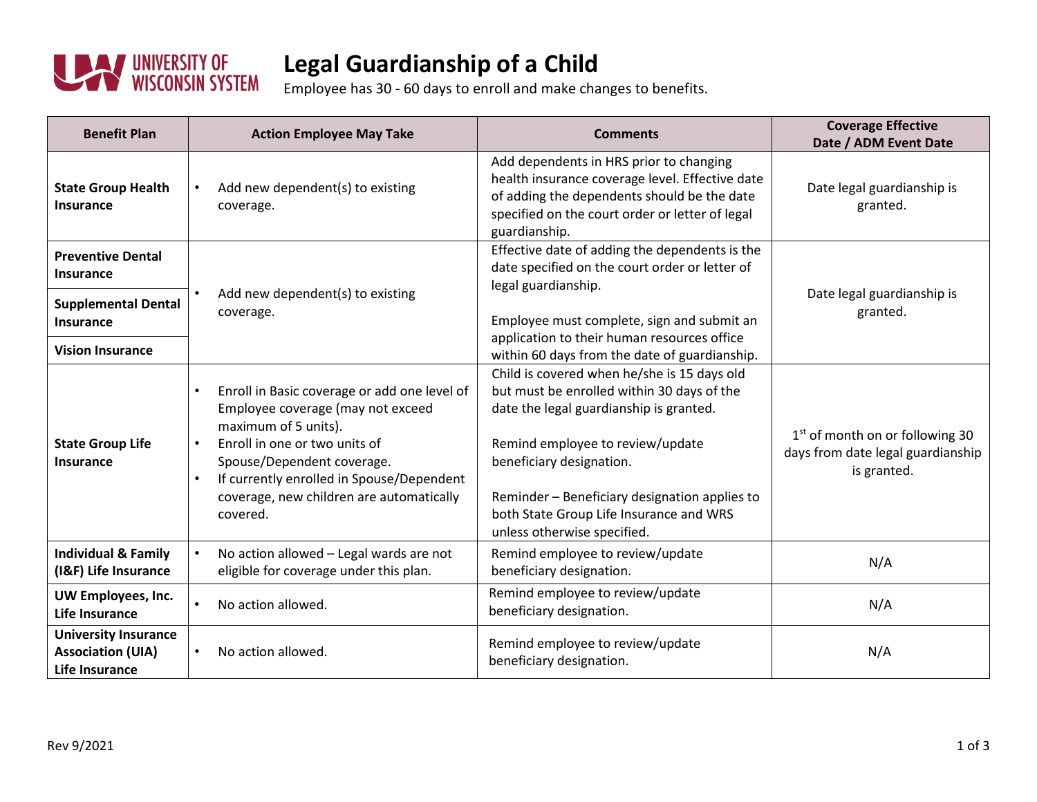# Legal Guardianship of a Child

Employee has 30 - 60 days to enroll and make changes to benefits.

| Benefit Plan | Action Employee May Take | Comments | Coverage Effective Date / ADM Event Date |
|---|---|---|---|
| **State Group Health Insurance** | • Add new dependent(s) to existing coverage. | Add dependents in HRS prior to changing health insurance coverage level. Effective date of adding the dependents should be the date specified on the court order or letter of legal guardianship. | Date legal guardianship is granted. |
| **Preventive Dental Insurance** | • Add new dependent(s) to existing coverage. | Effective date of adding the dependents is the date specified on the court order or letter of legal guardianship.<br><br>Employee must complete, sign and submit an application to their human resources office within 60 days from the date of guardianship. | Date legal guardianship is granted. |
| **Supplemental Dental Insurance** | | | |
| **Vision Insurance** | | | |
| **State Group Life Insurance** | • Enroll in Basic coverage or add one level of Employee coverage (may not exceed maximum of 5 units).<br>• Enroll in one or two units of Spouse/Dependent coverage.<br>• If currently enrolled in Spouse/Dependent coverage, new children are automatically covered. | Child is covered when he/she is 15 days old but must be enrolled within 30 days of the date the legal guardianship is granted.<br><br>Remind employee to review/update beneficiary designation.<br><br>Reminder – Beneficiary designation applies to both State Group Life Insurance and WRS unless otherwise specified. | 1st of month on or following 30 days from date legal guardianship is granted. |
| **Individual & Family (I&F) Life Insurance** | • No action allowed – Legal wards are not eligible for coverage under this plan. | Remind employee to review/update beneficiary designation. | N/A |
| **UW Employees, Inc. Life Insurance** | • No action allowed. | Remind employee to review/update beneficiary designation. | N/A |
| **University Insurance Association (UIA) Life Insurance** | • No action allowed. | Remind employee to review/update beneficiary designation. | N/A |

Rev 9/2021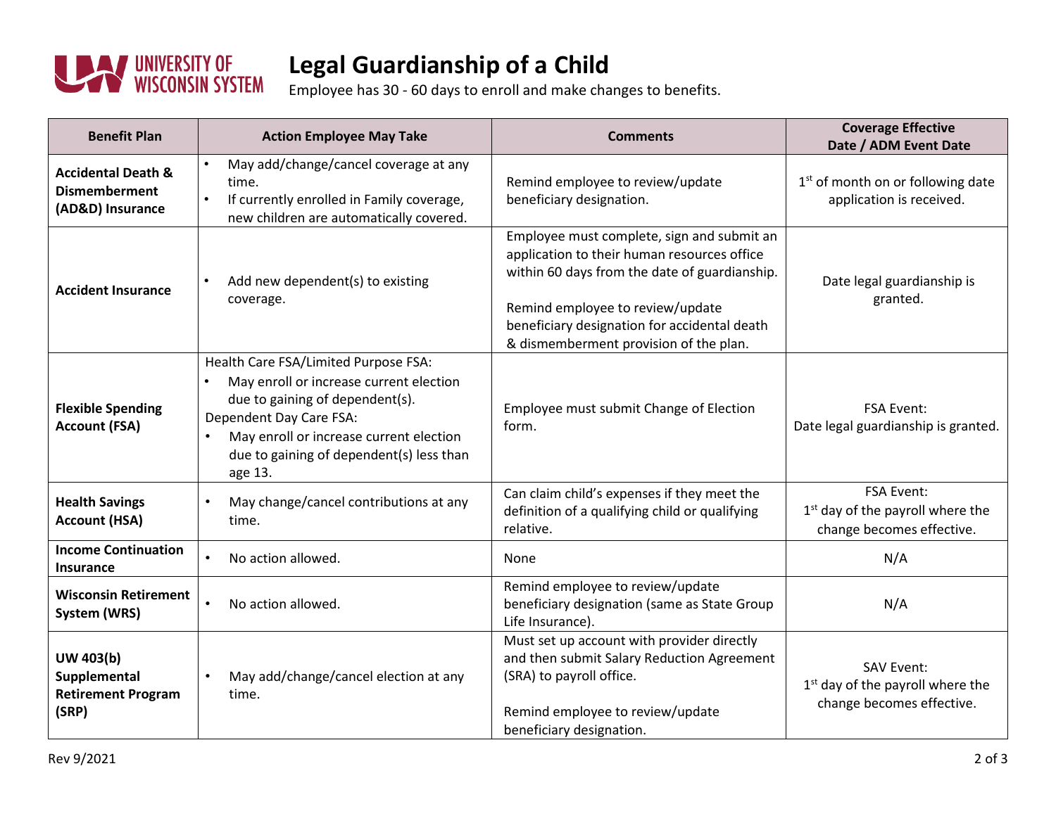# Legal Guardianship of a Child

Employee has 30 - 60 days to enroll and make changes to benefits.

| Benefit Plan | Action Employee May Take | Comments | Coverage Effective Date / ADM Event Date |
|---|---|---|---|
| **Accidental Death & Dismemberment (AD&D) Insurance** | • May add/change/cancel coverage at any time.<br>• If currently enrolled in Family coverage, new children are automatically covered. | Remind employee to review/update beneficiary designation. | 1st of month on or following date application is received. |
| **Accident Insurance** | • Add new dependent(s) to existing coverage. | Employee must complete, sign and submit an application to their human resources office within 60 days from the date of guardianship.<br><br>Remind employee to review/update beneficiary designation for accidental death & dismemberment provision of the plan. | Date legal guardianship is granted. |
| **Flexible Spending Account (FSA)** | Health Care FSA/Limited Purpose FSA:<br>• May enroll or increase current election due to gaining of dependent(s).<br>Dependent Day Care FSA:<br>• May enroll or increase current election due to gaining of dependent(s) less than age 13. | Employee must submit Change of Election form. | FSA Event:<br>Date legal guardianship is granted. |
| **Health Savings Account (HSA)** | • May change/cancel contributions at any time. | Can claim child's expenses if they meet the definition of a qualifying child or qualifying relative. | FSA Event:<br>1st day of the payroll where the change becomes effective. |
| **Income Continuation Insurance** | • No action allowed. | None | N/A |
| **Wisconsin Retirement System (WRS)** | • No action allowed. | Remind employee to review/update beneficiary designation (same as State Group Life Insurance). | N/A |
| **UW 403(b) Supplemental Retirement Program (SRP)** | • May add/change/cancel election at any time. | Must set up account with provider directly and then submit Salary Reduction Agreement (SRA) to payroll office.<br><br>Remind employee to review/update beneficiary designation. | SAV Event:<br>1st day of the payroll where the change becomes effective. |

Rev 9/2021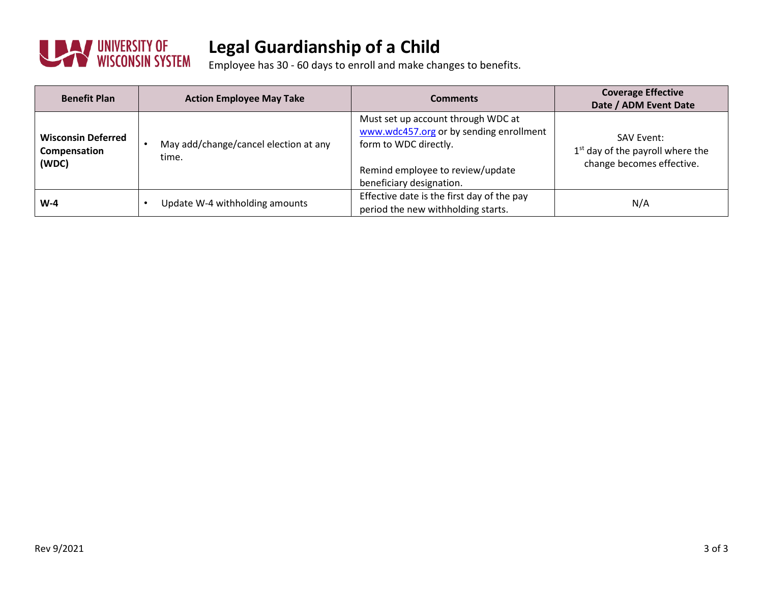# Legal Guardianship of a Child

Employee has 30 - 60 days to enroll and make changes to benefits.

| Benefit Plan | Action Employee May Take | Comments | Coverage Effective Date / ADM Event Date |
|---|---|---|---|
| **Wisconsin Deferred Compensation (WDC)** | • May add/change/cancel election at any time. | Must set up account through WDC at [www.wdc457.org](http://www.wdc457.org) or by sending enrollment form to WDC directly.<br><br>Remind employee to review/update beneficiary designation. | SAV Event:<br>1st day of the payroll where the change becomes effective. |
| **W-4** | • Update W-4 withholding amounts | Effective date is the first day of the pay period the new withholding starts. | N/A |

Rev 9/2021